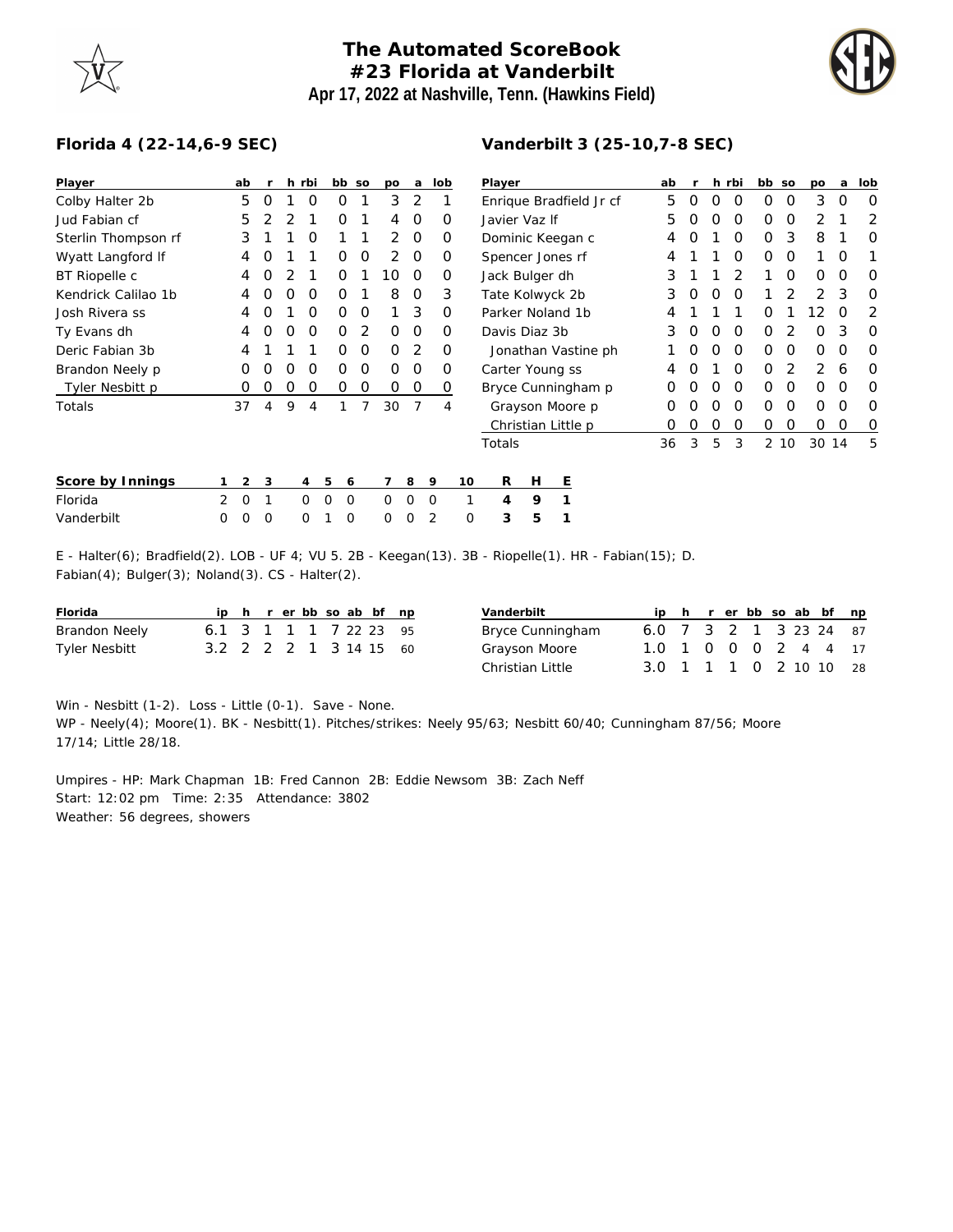# The Automated ScoreBook
## #23 Florida at Vanderbilt
### Apr 17, 2022 at Nashville, Tenn. (Hawkins Field)

**Florida 4 (22-14,6-9 SEC)**

| Player | ab | r | h | rbi | bb | so | po | a | lob |
|---|---|---|---|---|---|---|---|---|---|
| Colby Halter 2b | 5 | 0 | 1 | 0 | 0 | 1 | 3 | 2 | 1 |
| Jud Fabian cf | 5 | 2 | 2 | 1 | 0 | 1 | 4 | 0 | 0 |
| Sterlin Thompson rf | 3 | 1 | 1 | 0 | 1 | 1 | 2 | 0 | 0 |
| Wyatt Langford lf | 4 | 0 | 1 | 1 | 0 | 0 | 2 | 0 | 0 |
| BT Riopelle c | 4 | 0 | 2 | 1 | 0 | 1 | 10 | 0 | 0 |
| Kendrick Calilao 1b | 4 | 0 | 0 | 0 | 0 | 1 | 8 | 0 | 3 |
| Josh Rivera ss | 4 | 0 | 1 | 0 | 0 | 0 | 1 | 3 | 0 |
| Ty Evans dh | 4 | 0 | 0 | 0 | 0 | 2 | 0 | 0 | 0 |
| Deric Fabian 3b | 4 | 1 | 1 | 1 | 0 | 0 | 0 | 2 | 0 |
| Brandon Neely p | 0 | 0 | 0 | 0 | 0 | 0 | 0 | 0 | 0 |
| Tyler Nesbitt p | 0 | 0 | 0 | 0 | 0 | 0 | 0 | 0 | 0 |
| Totals | 37 | 4 | 9 | 4 | 1 | 7 | 30 | 7 | 4 |

**Vanderbilt 3 (25-10,7-8 SEC)**

| Player | ab | r | h | rbi | bb | so | po | a | lob |
|---|---|---|---|---|---|---|---|---|---|
| Enrique Bradfield Jr cf | 5 | 0 | 0 | 0 | 0 | 0 | 3 | 0 | 0 |
| Javier Vaz lf | 5 | 0 | 0 | 0 | 0 | 0 | 2 | 1 | 2 |
| Dominic Keegan c | 4 | 0 | 1 | 0 | 0 | 3 | 8 | 1 | 0 |
| Spencer Jones rf | 4 | 1 | 1 | 0 | 0 | 0 | 1 | 0 | 1 |
| Jack Bulger dh | 3 | 1 | 1 | 2 | 1 | 0 | 0 | 0 | 0 |
| Tate Kolwyck 2b | 3 | 0 | 0 | 0 | 1 | 2 | 2 | 3 | 0 |
| Parker Noland 1b | 4 | 1 | 1 | 1 | 0 | 1 | 12 | 0 | 2 |
| Davis Diaz 3b | 3 | 0 | 0 | 0 | 0 | 2 | 0 | 3 | 0 |
| Jonathan Vastine ph | 1 | 0 | 0 | 0 | 0 | 0 | 0 | 0 | 0 |
| Carter Young ss | 4 | 0 | 1 | 0 | 0 | 2 | 2 | 6 | 0 |
| Bryce Cunningham p | 0 | 0 | 0 | 0 | 0 | 0 | 0 | 0 | 0 |
| Grayson Moore p | 0 | 0 | 0 | 0 | 0 | 0 | 0 | 0 | 0 |
| Christian Little p | 0 | 0 | 0 | 0 | 0 | 0 | 0 | 0 | 0 |
| Totals | 36 | 3 | 5 | 3 | 2 | 10 | 30 | 14 | 5 |

| Score by Innings | 1 | 2 | 3 | 4 | 5 | 6 | 7 | 8 | 9 | 10 | R | H | E |
|---|---|---|---|---|---|---|---|---|---|---|---|---|---|
| Florida | 2 | 0 | 1 | 0 | 0 | 0 | 0 | 0 | 0 | 1 | 4 | 9 | 1 |
| Vanderbilt | 0 | 0 | 0 | 0 | 1 | 0 | 0 | 0 | 2 | 0 | 3 | 5 | 1 |

E - Halter(6); Bradfield(2). LOB - UF 4; VU 5. 2B - Keegan(13). 3B - Riopelle(1). HR - Fabian(15); D. Fabian(4); Bulger(3); Noland(3). CS - Halter(2).

| Florida | ip | h | r | er | bb | so | ab | bf | np |
|---|---|---|---|---|---|---|---|---|---|
| Brandon Neely | 6.1 | 3 | 1 | 1 | 1 | 7 | 22 | 23 | 95 |
| Tyler Nesbitt | 3.2 | 2 | 2 | 2 | 1 | 3 | 14 | 15 | 60 |

| Vanderbilt | ip | h | r | er | bb | so | ab | bf | np |
|---|---|---|---|---|---|---|---|---|---|
| Bryce Cunningham | 6.0 | 7 | 3 | 2 | 1 | 3 | 23 | 24 | 87 |
| Grayson Moore | 1.0 | 1 | 0 | 0 | 0 | 2 | 4 | 4 | 17 |
| Christian Little | 3.0 | 1 | 1 | 1 | 0 | 2 | 10 | 10 | 28 |

Win - Nesbitt (1-2). Loss - Little (0-1). Save - None.
WP - Neely(4); Moore(1). BK - Nesbitt(1). Pitches/strikes: Neely 95/63; Nesbitt 60/40; Cunningham 87/56; Moore 17/14; Little 28/18.

Umpires - HP: Mark Chapman 1B: Fred Cannon 2B: Eddie Newsom 3B: Zach Neff
Start: 12:02 pm Time: 2:35 Attendance: 3802
Weather: 56 degrees, showers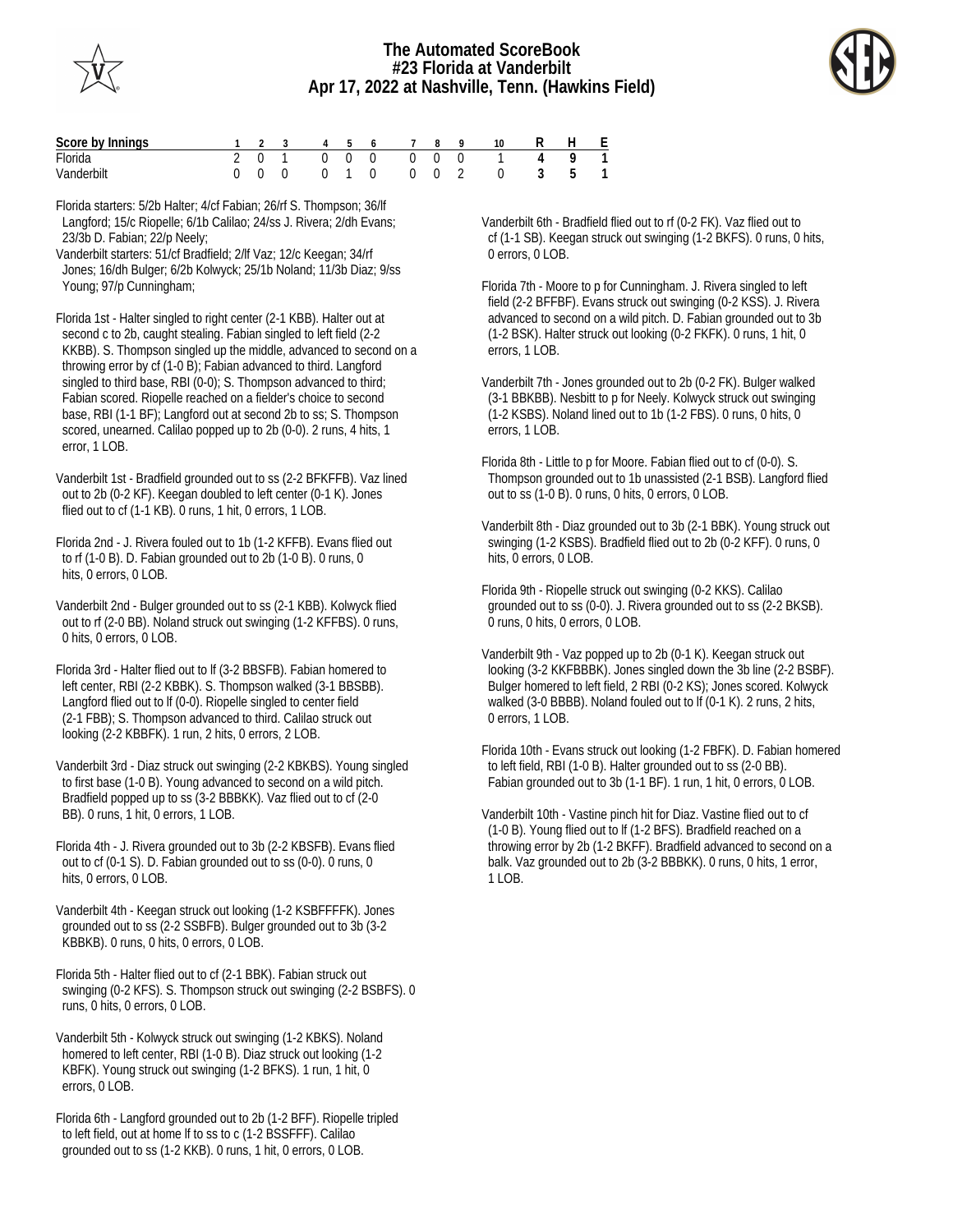# The Automated ScoreBook
## #23 Florida at Vanderbilt
## Apr 17, 2022 at Nashville, Tenn. (Hawkins Field)

| Score by Innings | 1 | 2 | 3 | 4 | 5 | 6 | 7 | 8 | 9 | 10 | R | H | E |
|---|---|---|---|---|---|---|---|---|---|---|---|---|---|
| Florida | 2 | 0 | 1 | 0 | 0 | 0 | 0 | 0 | 0 | 1 | **4** | **9** | **1** |
| Vanderbilt | 0 | 0 | 0 | 0 | 1 | 0 | 0 | 0 | 2 | 0 | **3** | **5** | **1** |

Florida starters: 5/2b Halter; 4/cf Fabian; 26/rf S. Thompson; 36/lf Langford; 15/c Riopelle; 6/1b Calilao; 24/ss J. Rivera; 2/dh Evans; 23/3b D. Fabian; 22/p Neely;

Vanderbilt starters: 51/cf Bradfield; 2/lf Vaz; 12/c Keegan; 34/rf Jones; 16/dh Bulger; 6/2b Kolwyck; 25/1b Noland; 11/3b Diaz; 9/ss Young; 97/p Cunningham;

Florida 1st - Halter singled to right center (2-1 KBB). Halter out at second c to 2b, caught stealing. Fabian singled to left field (2-2 KKBB). S. Thompson singled up the middle, advanced to second on a throwing error by cf (1-0 B); Fabian advanced to third. Langford singled to third base, RBI (0-0); S. Thompson advanced to third; Fabian scored. Riopelle reached on a fielder's choice to second base, RBI (1-1 BF); Langford out at second 2b to ss; S. Thompson scored, unearned. Calilao popped up to 2b (0-0). 2 runs, 4 hits, 1 error, 1 LOB.

Vanderbilt 1st - Bradfield grounded out to ss (2-2 BFKFFB). Vaz lined out to 2b (0-2 KF). Keegan doubled to left center (0-1 K). Jones flied out to cf (1-1 KB). 0 runs, 1 hit, 0 errors, 1 LOB.

Florida 2nd - J. Rivera fouled out to 1b (1-2 KFFB). Evans flied out to rf (1-0 B). D. Fabian grounded out to 2b (1-0 B). 0 runs, 0 hits, 0 errors, 0 LOB.

Vanderbilt 2nd - Bulger grounded out to ss (2-1 KBB). Kolwyck flied out to rf (2-0 BB). Noland struck out swinging (1-2 KFFBS). 0 runs, 0 hits, 0 errors, 0 LOB.

Florida 3rd - Halter flied out to lf (3-2 BBSFB). Fabian homered to left center, RBI (2-2 KBBK). S. Thompson walked (3-1 BBSBB). Langford flied out to lf (0-0). Riopelle singled to center field (2-1 FBB); S. Thompson advanced to third. Calilao struck out looking (2-2 KBBFK). 1 run, 2 hits, 0 errors, 2 LOB.

Vanderbilt 3rd - Diaz struck out swinging (2-2 KBKBS). Young singled to first base (1-0 B). Young advanced to second on a wild pitch. Bradfield popped up to ss (3-2 BBBKK). Vaz flied out to cf (2-0 BB). 0 runs, 1 hit, 0 errors, 1 LOB.

Florida 4th - J. Rivera grounded out to 3b (2-2 KBSFB). Evans flied out to cf (0-1 S). D. Fabian grounded out to ss (0-0). 0 runs, 0 hits, 0 errors, 0 LOB.

Vanderbilt 4th - Keegan struck out looking (1-2 KSBFFFFK). Jones grounded out to ss (2-2 SSBFB). Bulger grounded out to 3b (3-2 KBBKB). 0 runs, 0 hits, 0 errors, 0 LOB.

Florida 5th - Halter flied out to cf (2-1 BBK). Fabian struck out swinging (0-2 KFS). S. Thompson struck out swinging (2-2 BSBFS). 0 runs, 0 hits, 0 errors, 0 LOB.

Vanderbilt 5th - Kolwyck struck out swinging (1-2 KBKS). Noland homered to left center, RBI (1-0 B). Diaz struck out looking (1-2 KBFK). Young struck out swinging (1-2 BFKS). 1 run, 1 hit, 0 errors, 0 LOB.

Florida 6th - Langford grounded out to 2b (1-2 BFF). Riopelle tripled to left field, out at home lf to ss to c (1-2 BSSFFF). Calilao grounded out to ss (1-2 KKB). 0 runs, 1 hit, 0 errors, 0 LOB.

Vanderbilt 6th - Bradfield flied out to rf (0-2 FK). Vaz flied out to cf (1-1 SB). Keegan struck out swinging (1-2 BKFS). 0 runs, 0 hits, 0 errors, 0 LOB.

Florida 7th - Moore to p for Cunningham. J. Rivera singled to left field (2-2 BFFBF). Evans struck out swinging (0-2 KSS). J. Rivera advanced to second on a wild pitch. D. Fabian grounded out to 3b (1-2 BSK). Halter struck out looking (0-2 FKFK). 0 runs, 1 hit, 0 errors, 1 LOB.

Vanderbilt 7th - Jones grounded out to 2b (0-2 FK). Bulger walked (3-1 BBKBB). Nesbitt to p for Neely. Kolwyck struck out swinging (1-2 KSBS). Noland lined out to 1b (1-2 FBS). 0 runs, 0 hits, 0 errors, 1 LOB.

Florida 8th - Little to p for Moore. Fabian flied out to cf (0-0). S. Thompson grounded out to 1b unassisted (2-1 BSB). Langford flied out to ss (1-0 B). 0 runs, 0 hits, 0 errors, 0 LOB.

Vanderbilt 8th - Diaz grounded out to 3b (2-1 BBK). Young struck out swinging (1-2 KSBS). Bradfield flied out to 2b (0-2 KFF). 0 runs, 0 hits, 0 errors, 0 LOB.

Florida 9th - Riopelle struck out swinging (0-2 KKS). Calilao grounded out to ss (0-0). J. Rivera grounded out to ss (2-2 BKSB). 0 runs, 0 hits, 0 errors, 0 LOB.

Vanderbilt 9th - Vaz popped up to 2b (0-1 K). Keegan struck out looking (3-2 KKFBBBK). Jones singled down the 3b line (2-2 BSBF). Bulger homered to left field, 2 RBI (0-2 KS); Jones scored. Kolwyck walked (3-0 BBBB). Noland fouled out to lf (0-1 K). 2 runs, 2 hits, 0 errors, 1 LOB.

Florida 10th - Evans struck out looking (1-2 FBFK). D. Fabian homered to left field, RBI (1-0 B). Halter grounded out to ss (2-0 BB). Fabian grounded out to 3b (1-1 BF). 1 run, 1 hit, 0 errors, 0 LOB.

Vanderbilt 10th - Vastine pinch hit for Diaz. Vastine flied out to cf (1-0 B). Young flied out to lf (1-2 BFS). Bradfield reached on a throwing error by 2b (1-2 BKFF). Bradfield advanced to second on a balk. Vaz grounded out to 2b (3-2 BBBKK). 0 runs, 0 hits, 1 error, 1 LOB.